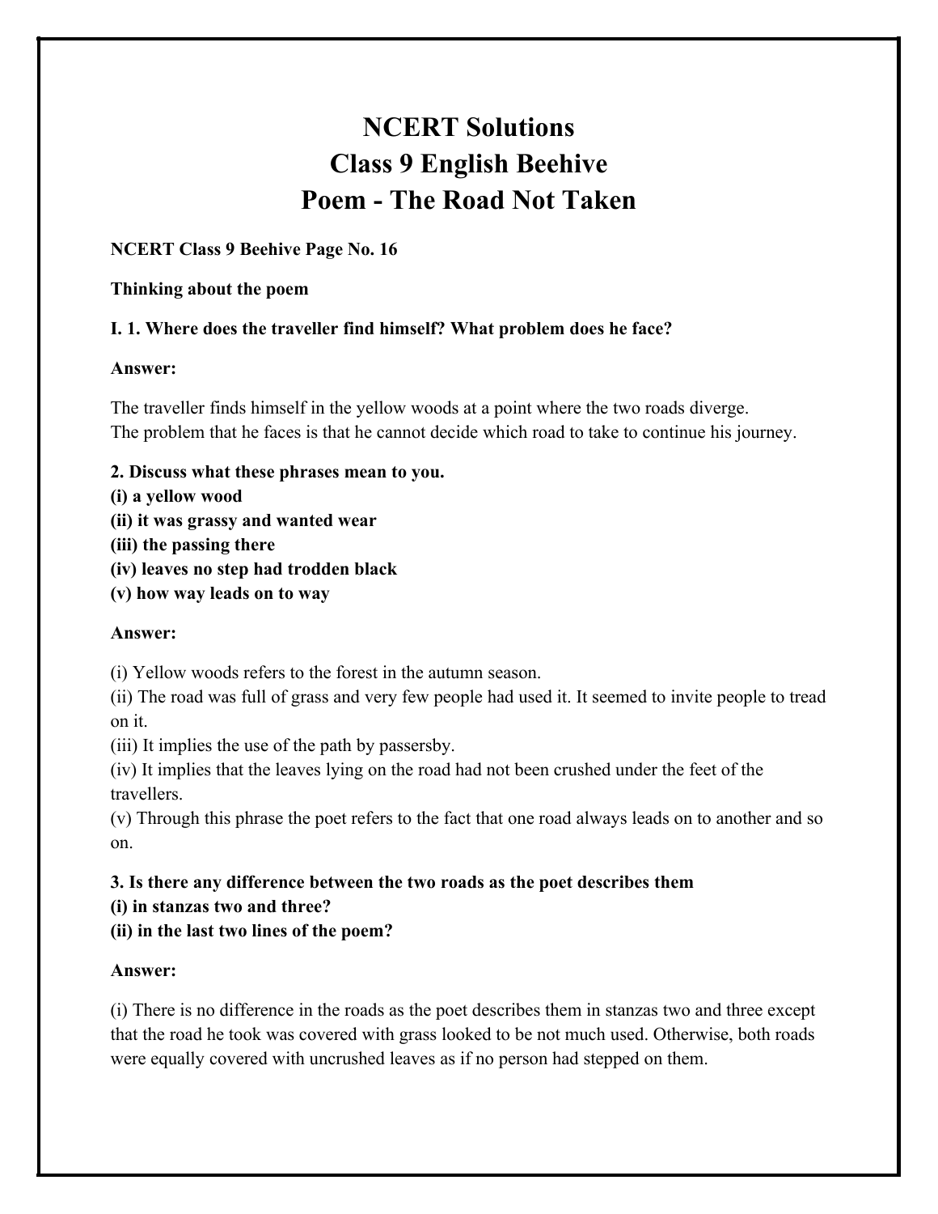# NCERT Solutions
# Class 9 English Beehive
# Poem - The Road Not Taken

**NCERT Class 9 Beehive Page No. 16**

**Thinking about the poem**

**I. 1. Where does the traveller find himself? What problem does he face?**

**Answer:**

The traveller finds himself in the yellow woods at a point where the two roads diverge.
The problem that he faces is that he cannot decide which road to take to continue his journey.

**2. Discuss what these phrases mean to you.**
**(i) a yellow wood**
**(ii) it was grassy and wanted wear**
**(iii) the passing there**
**(iv) leaves no step had trodden black**
**(v) how way leads on to way**

**Answer:**

(i) Yellow woods refers to the forest in the autumn season.
(ii) The road was full of grass and very few people had used it. It seemed to invite people to tread on it.
(iii) It implies the use of the path by passersby.
(iv) It implies that the leaves lying on the road had not been crushed under the feet of the travellers.
(v) Through this phrase the poet refers to the fact that one road always leads on to another and so on.

**3. Is there any difference between the two roads as the poet describes them**
**(i) in stanzas two and three?**
**(ii) in the last two lines of the poem?**

**Answer:**

(i) There is no difference in the roads as the poet describes them in stanzas two and three except that the road he took was covered with grass looked to be not much used. Otherwise, both roads were equally covered with uncrushed leaves as if no person had stepped on them.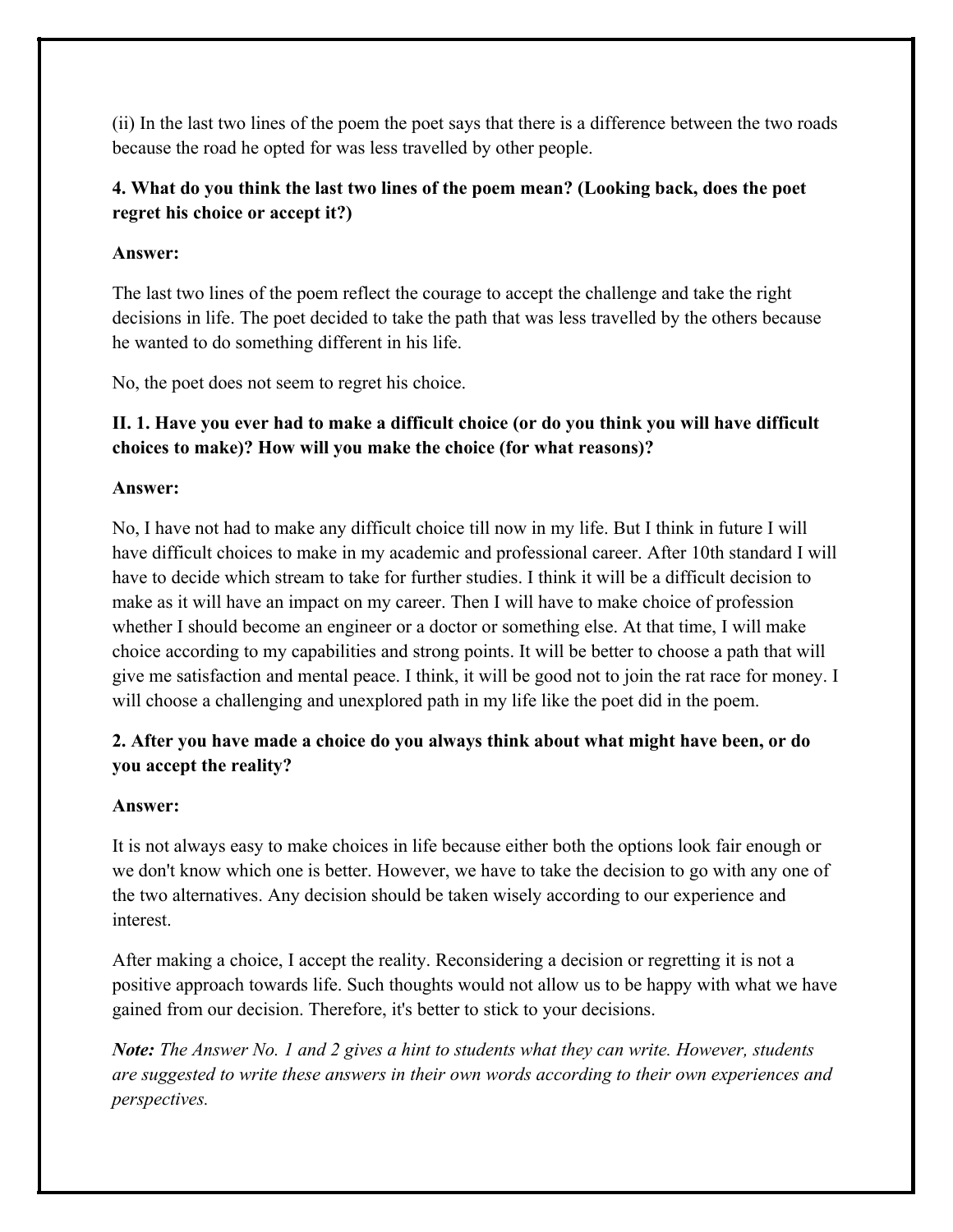(ii) In the last two lines of the poem the poet says that there is a difference between the two roads because the road he opted for was less travelled by other people.

**4. What do you think the last two lines of the poem mean? (Looking back, does the poet regret his choice or accept it?)**

**Answer:**

The last two lines of the poem reflect the courage to accept the challenge and take the right decisions in life. The poet decided to take the path that was less travelled by the others because he wanted to do something different in his life.

No, the poet does not seem to regret his choice.

**II. 1. Have you ever had to make a difficult choice (or do you think you will have difficult choices to make)? How will you make the choice (for what reasons)?**

**Answer:**

No, I have not had to make any difficult choice till now in my life. But I think in future I will have difficult choices to make in my academic and professional career. After 10th standard I will have to decide which stream to take for further studies. I think it will be a difficult decision to make as it will have an impact on my career. Then I will have to make choice of profession whether I should become an engineer or a doctor or something else. At that time, I will make choice according to my capabilities and strong points. It will be better to choose a path that will give me satisfaction and mental peace. I think, it will be good not to join the rat race for money. I will choose a challenging and unexplored path in my life like the poet did in the poem.

**2. After you have made a choice do you always think about what might have been, or do you accept the reality?**

**Answer:**

It is not always easy to make choices in life because either both the options look fair enough or we don't know which one is better. However, we have to take the decision to go with any one of the two alternatives. Any decision should be taken wisely according to our experience and interest.

After making a choice, I accept the reality. Reconsidering a decision or regretting it is not a positive approach towards life. Such thoughts would not allow us to be happy with what we have gained from our decision. Therefore, it's better to stick to your decisions.

***Note:*** *The Answer No. 1 and 2 gives a hint to students what they can write. However, students are suggested to write these answers in their own words according to their own experiences and perspectives.*